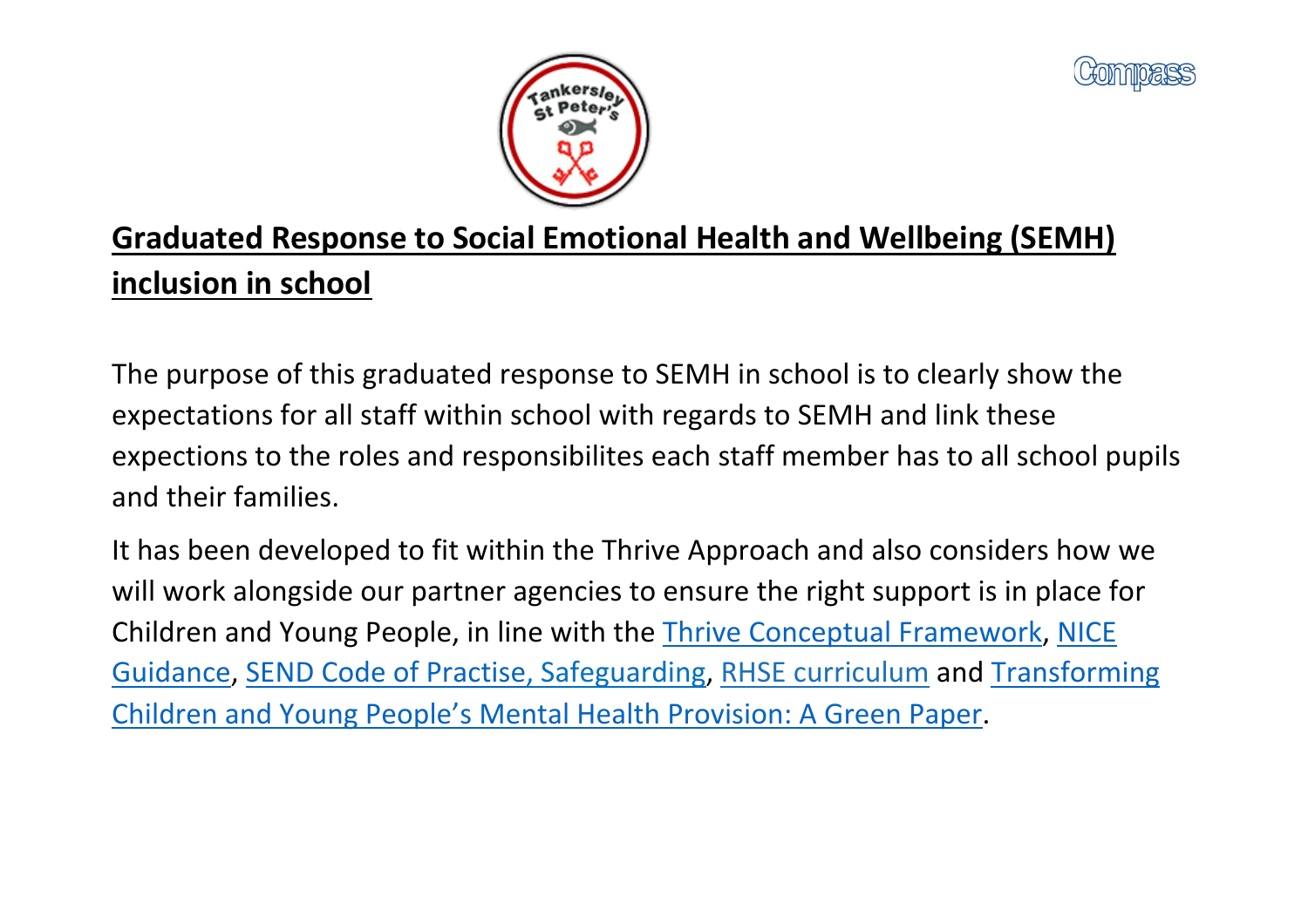# Graduated Response to Social Emotional Health and Wellbeing (SEMH) inclusion in school

The purpose of this graduated response to SEMH in school is to clearly show the expectations for all staff within school with regards to SEMH and link these expections to the roles and responsibilites each staff member has to all school pupils and their families.

It has been developed to fit within the Thrive Approach and also considers how we will work alongside our partner agencies to ensure the right support is in place for Children and Young People, in line with the Thrive Conceptual Framework, NICE Guidance, SEND Code of Practise, Safeguarding, RHSE curriculum and Transforming Children and Young People's Mental Health Provision: A Green Paper.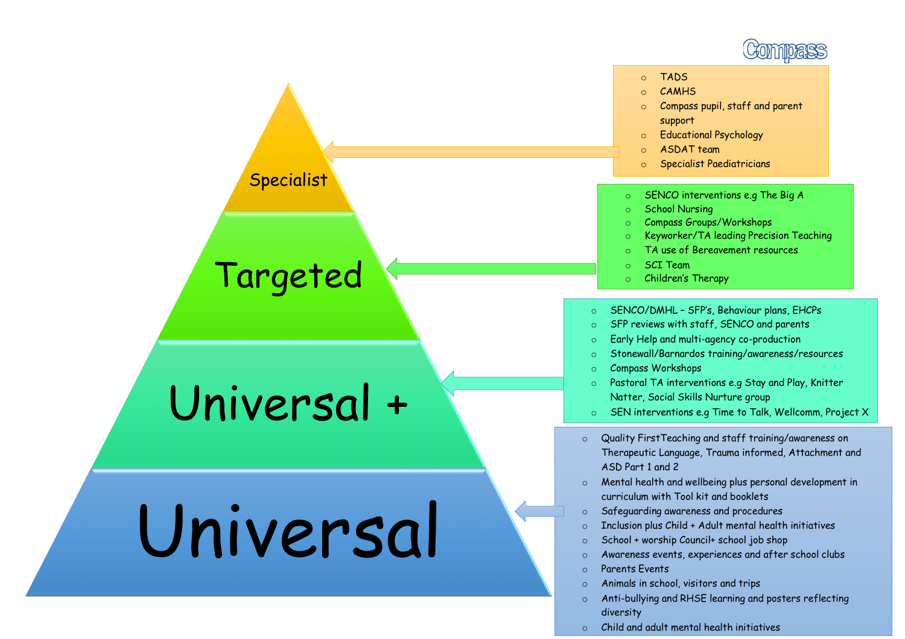Compass

## Specialist

- TADS
- CAMHS
- Compass pupil, staff and parent support
- Educational Psychology
- ASDAT team
- Specialist Paediatricians

## Targeted

- SENCO interventions e.g The Big A
- School Nursing
- Compass Groups/Workshops
- Keyworker/TA leading Precision Teaching
- TA use of Bereavement resources
- SCI Team
- Children's Therapy

## Universal +

- SENCO/DMHL – SFP's, Behaviour plans, EHCPs
- SFP reviews with staff, SENCO and parents
- Early Help and multi-agency co-production
- Stonewall/Barnardos training/awareness/resources
- Compass Workshops
- Pastoral TA interventions e.g Stay and Play, Knitter Natter, Social Skills Nurture group
- SEN interventions e.g Time to Talk, Wellcomm, Project X

## Universal

- Quality FirstTeaching and staff training/awareness on Therapeutic Language, Trauma informed, Attachment and ASD Part 1 and 2
- Mental health and wellbeing plus personal development in curriculum with Tool kit and booklets
- Safeguarding awareness and procedures
- Inclusion plus Child + Adult mental health initiatives
- School + worship Council+ school job shop
- Awareness events, experiences and after school clubs
- Parents Events
- Animals in school, visitors and trips
- Anti-bullying and RHSE learning and posters reflecting diversity
- Child and adult mental health initiatives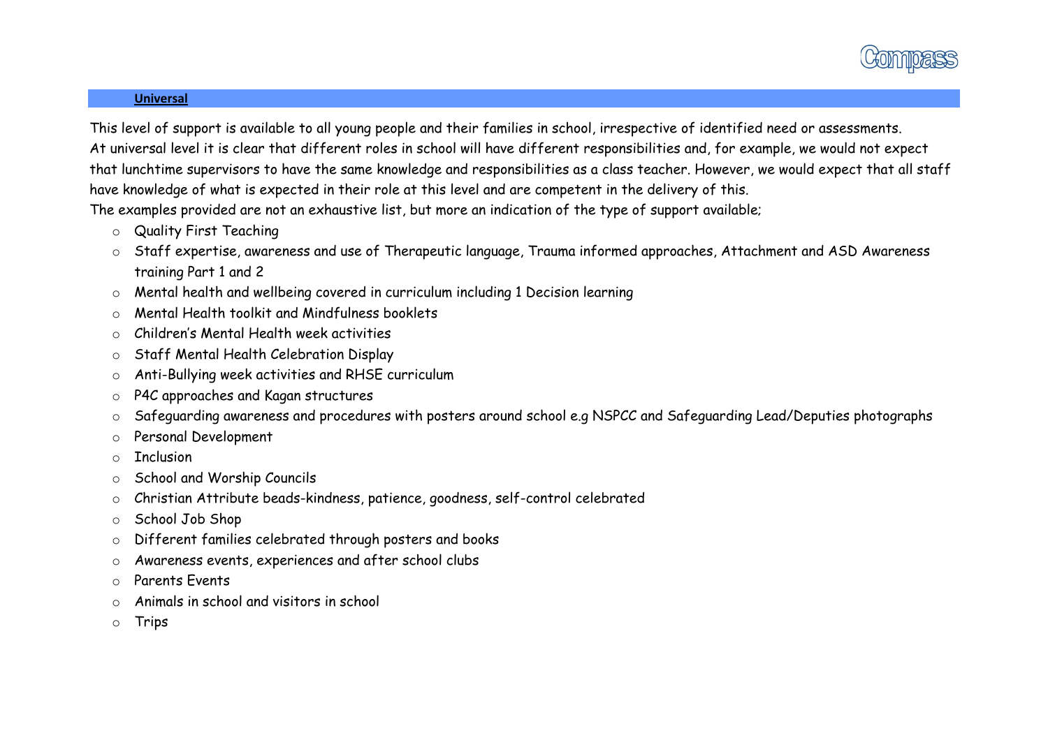## **Universal**

This level of support is available to all young people and their families in school, irrespective of identified need or assessments.
At universal level it is clear that different roles in school will have different responsibilities and, for example, we would not expect that lunchtime supervisors to have the same knowledge and responsibilities as a class teacher. However, we would expect that all staff have knowledge of what is expected in their role at this level and are competent in the delivery of this.
The examples provided are not an exhaustive list, but more an indication of the type of support available;

- Quality First Teaching
- Staff expertise, awareness and use of Therapeutic language, Trauma informed approaches, Attachment and ASD Awareness training Part 1 and 2
- Mental health and wellbeing covered in curriculum including 1 Decision learning
- Mental Health toolkit and Mindfulness booklets
- Children's Mental Health week activities
- Staff Mental Health Celebration Display
- Anti-Bullying week activities and RHSE curriculum
- P4C approaches and Kagan structures
- Safeguarding awareness and procedures with posters around school e.g NSPCC and Safeguarding Lead/Deputies photographs
- Personal Development
- Inclusion
- School and Worship Councils
- Christian Attribute beads-kindness, patience, goodness, self-control celebrated
- School Job Shop
- Different families celebrated through posters and books
- Awareness events, experiences and after school clubs
- Parents Events
- Animals in school and visitors in school
- Trips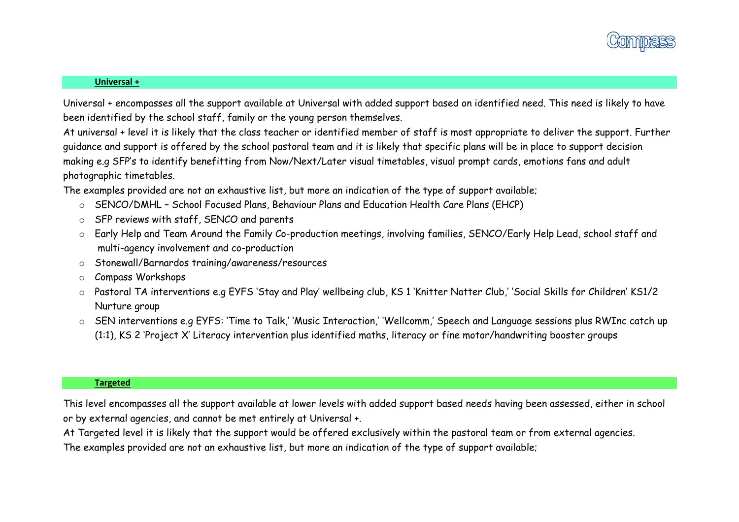## Universal +

Universal + encompasses all the support available at Universal with added support based on identified need. This need is likely to have been identified by the school staff, family or the young person themselves.

At universal + level it is likely that the class teacher or identified member of staff is most appropriate to deliver the support. Further guidance and support is offered by the school pastoral team and it is likely that specific plans will be in place to support decision making e.g SFP's to identify benefitting from Now/Next/Later visual timetables, visual prompt cards, emotions fans and adult photographic timetables.

The examples provided are not an exhaustive list, but more an indication of the type of support available;

- SENCO/DMHL – School Focused Plans, Behaviour Plans and Education Health Care Plans (EHCP)
- SFP reviews with staff, SENCO and parents
- Early Help and Team Around the Family Co-production meetings, involving families, SENCO/Early Help Lead, school staff and multi-agency involvement and co-production
- Stonewall/Barnardos training/awareness/resources
- Compass Workshops
- Pastoral TA interventions e.g EYFS 'Stay and Play' wellbeing club, KS 1 'Knitter Natter Club,' 'Social Skills for Children' KS1/2 Nurture group
- SEN interventions e.g EYFS: 'Time to Talk,' 'Music Interaction,' 'Wellcomm,' Speech and Language sessions plus RWInc catch up (1:1), KS 2 'Project X' Literacy intervention plus identified maths, literacy or fine motor/handwriting booster groups

## Targeted

This level encompasses all the support available at lower levels with added support based needs having been assessed, either in school or by external agencies, and cannot be met entirely at Universal +.

At Targeted level it is likely that the support would be offered exclusively within the pastoral team or from external agencies.

The examples provided are not an exhaustive list, but more an indication of the type of support available;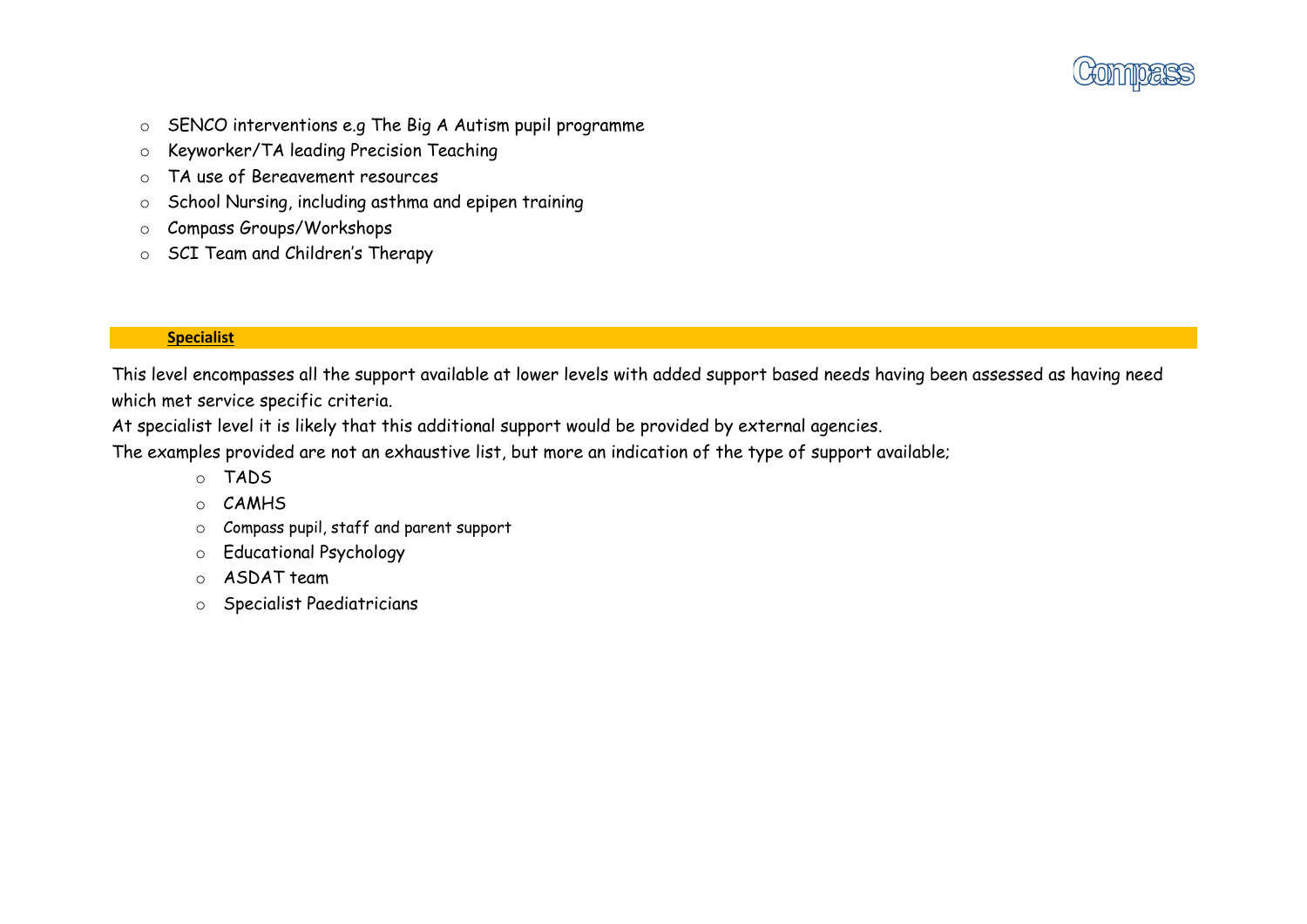- SENCO interventions e.g The Big A Autism pupil programme
- Keyworker/TA leading Precision Teaching
- TA use of Bereavement resources
- School Nursing, including asthma and epipen training
- Compass Groups/Workshops
- SCI Team and Children's Therapy

## **Specialist**

This level encompasses all the support available at lower levels with added support based needs having been assessed as having need which met service specific criteria.

At specialist level it is likely that this additional support would be provided by external agencies.

The examples provided are not an exhaustive list, but more an indication of the type of support available;

- TADS
- CAMHS
- Compass pupil, staff and parent support
- Educational Psychology
- ASDAT team
- Specialist Paediatricians